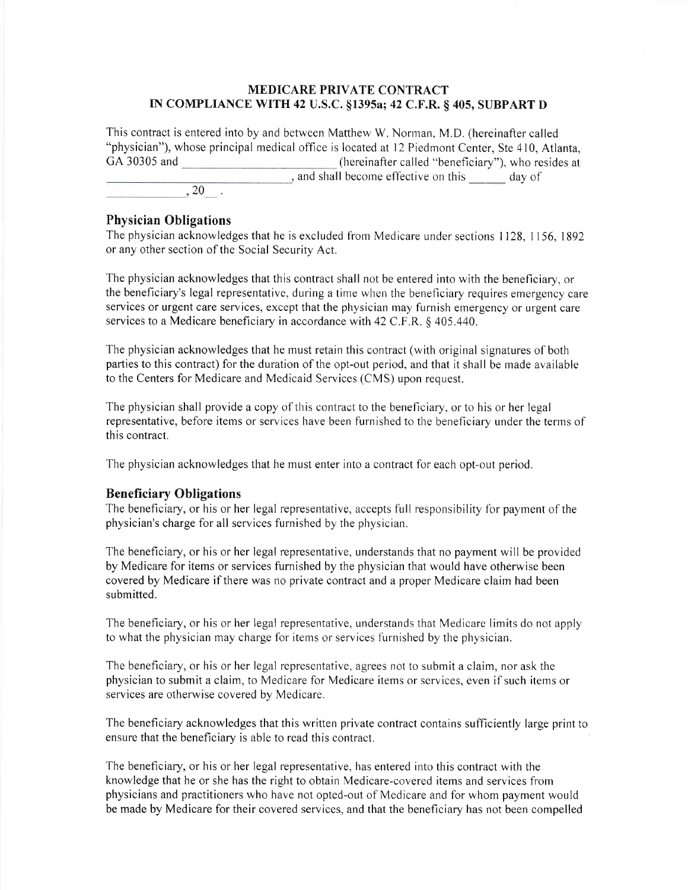# MEDICARE PRIVATE CONTRACT
# IN COMPLIANCE WITH 42 U.S.C. §1395a; 42 C.F.R. § 405, SUBPART D

This contract is entered into by and between Matthew W. Norman, M.D. (hereinafter called "physician"), whose principal medical office is located at 12 Piedmont Center, Ste 410, Atlanta, GA 30305 and ________________________ (hereinafter called "beneficiary"), who resides at ______________________________, and shall become effective on this ______ day of ______________, 20__ .

## Physician Obligations

The physician acknowledges that he is excluded from Medicare under sections 1128, 1156, 1892 or any other section of the Social Security Act.

The physician acknowledges that this contract shall not be entered into with the beneficiary, or the beneficiary's legal representative, during a time when the beneficiary requires emergency care services or urgent care services, except that the physician may furnish emergency or urgent care services to a Medicare beneficiary in accordance with 42 C.F.R. § 405.440.

The physician acknowledges that he must retain this contract (with original signatures of both parties to this contract) for the duration of the opt-out period, and that it shall be made available to the Centers for Medicare and Medicaid Services (CMS) upon request.

The physician shall provide a copy of this contract to the beneficiary, or to his or her legal representative, before items or services have been furnished to the beneficiary under the terms of this contract.

The physician acknowledges that he must enter into a contract for each opt-out period.

## Beneficiary Obligations

The beneficiary, or his or her legal representative, accepts full responsibility for payment of the physician's charge for all services furnished by the physician.

The beneficiary, or his or her legal representative, understands that no payment will be provided by Medicare for items or services furnished by the physician that would have otherwise been covered by Medicare if there was no private contract and a proper Medicare claim had been submitted.

The beneficiary, or his or her legal representative, understands that Medicare limits do not apply to what the physician may charge for items or services furnished by the physician.

The beneficiary, or his or her legal representative, agrees not to submit a claim, nor ask the physician to submit a claim, to Medicare for Medicare items or services, even if such items or services are otherwise covered by Medicare.

The beneficiary acknowledges that this written private contract contains sufficiently large print to ensure that the beneficiary is able to read this contract.

The beneficiary, or his or her legal representative, has entered into this contract with the knowledge that he or she has the right to obtain Medicare-covered items and services from physicians and practitioners who have not opted-out of Medicare and for whom payment would be made by Medicare for their covered services, and that the beneficiary has not been compelled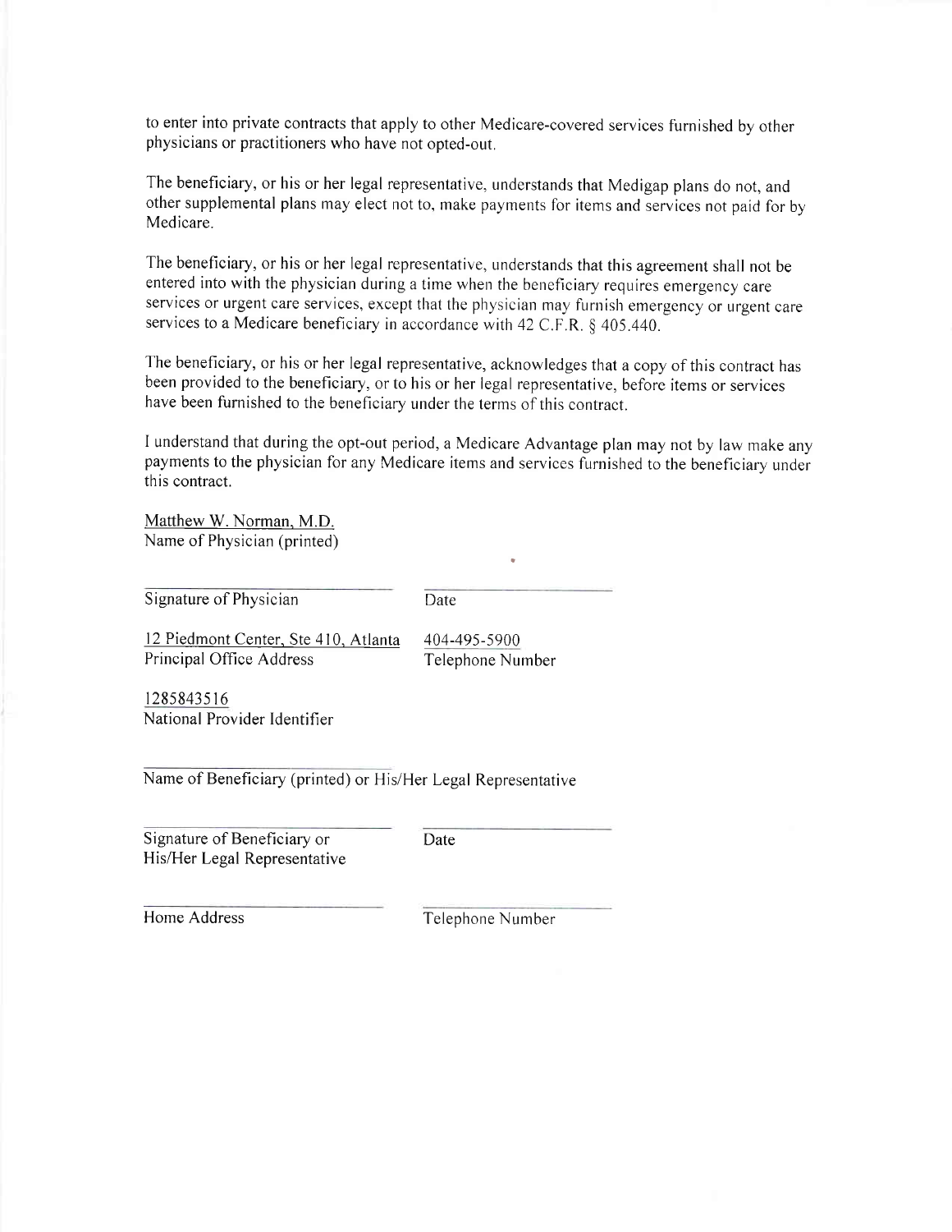to enter into private contracts that apply to other Medicare-covered services furnished by other physicians or practitioners who have not opted-out.

The beneficiary, or his or her legal representative, understands that Medigap plans do not, and other supplemental plans may elect not to, make payments for items and services not paid for by Medicare.

The beneficiary, or his or her legal representative, understands that this agreement shall not be entered into with the physician during a time when the beneficiary requires emergency care services or urgent care services, except that the physician may furnish emergency or urgent care services to a Medicare beneficiary in accordance with 42 C.F.R. § 405.440.

The beneficiary, or his or her legal representative, acknowledges that a copy of this contract has been provided to the beneficiary, or to his or her legal representative, before items or services have been furnished to the beneficiary under the terms of this contract.

I understand that during the opt-out period, a Medicare Advantage plan may not by law make any payments to the physician for any Medicare items and services furnished to the beneficiary under this contract.

Matthew W. Norman, M.D.
Name of Physician (printed)

\_\_\_\_\_\_\_\_\_\_\_\_\_\_\_\_\_\_\_\_\_\_\_\_\_\_ \_\_\_\_\_\_\_\_\_\_\_\_\_\_\_\_\_\_\_\_
Signature of Physician Date

12 Piedmont Center, Ste 410, Atlanta 404-495-5900
Principal Office Address Telephone Number

1285843516
National Provider Identifier

\_\_\_\_\_\_\_\_\_\_\_\_\_\_\_\_\_\_\_\_\_\_\_\_\_\_
Name of Beneficiary (printed) or His/Her Legal Representative

\_\_\_\_\_\_\_\_\_\_\_\_\_\_\_\_\_\_\_\_\_\_\_\_\_\_ \_\_\_\_\_\_\_\_\_\_\_\_\_\_\_\_\_\_\_\_
Signature of Beneficiary or Date
His/Her Legal Representative

\_\_\_\_\_\_\_\_\_\_\_\_\_\_\_\_\_\_\_\_\_\_\_\_\_\_ \_\_\_\_\_\_\_\_\_\_\_\_\_\_\_\_\_\_\_\_
Home Address Telephone Number